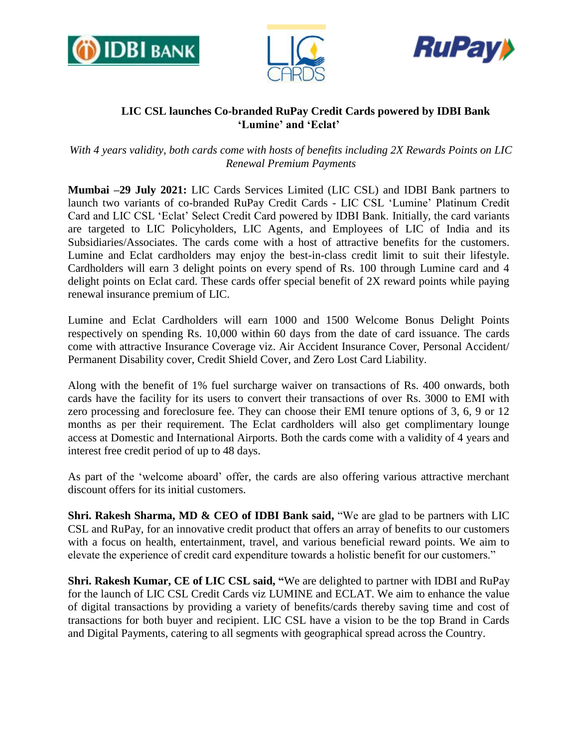**LIC CSL launches Co-branded RuPay Credit Cards powered by IDBI Bank 'Lumine' and 'Eclat'**

*With 4 years validity, both cards come with hosts of benefits including 2X Rewards Points on LIC Renewal Premium Payments*

**Mumbai –29 July 2021:** LIC Cards Services Limited (LIC CSL) and IDBI Bank partners to launch two variants of co-branded RuPay Credit Cards - LIC CSL 'Lumine' Platinum Credit Card and LIC CSL 'Eclat' Select Credit Card powered by IDBI Bank. Initially, the card variants are targeted to LIC Policyholders, LIC Agents, and Employees of LIC of India and its Subsidiaries/Associates. The cards come with a host of attractive benefits for the customers. Lumine and Eclat cardholders may enjoy the best-in-class credit limit to suit their lifestyle. Cardholders will earn 3 delight points on every spend of Rs. 100 through Lumine card and 4 delight points on Eclat card. These cards offer special benefit of 2X reward points while paying renewal insurance premium of LIC.

Lumine and Eclat Cardholders will earn 1000 and 1500 Welcome Bonus Delight Points respectively on spending Rs. 10,000 within 60 days from the date of card issuance. The cards come with attractive Insurance Coverage viz. Air Accident Insurance Cover, Personal Accident/ Permanent Disability cover, Credit Shield Cover, and Zero Lost Card Liability.

Along with the benefit of 1% fuel surcharge waiver on transactions of Rs. 400 onwards, both cards have the facility for its users to convert their transactions of over Rs. 3000 to EMI with zero processing and foreclosure fee. They can choose their EMI tenure options of 3, 6, 9 or 12 months as per their requirement. The Eclat cardholders will also get complimentary lounge access at Domestic and International Airports. Both the cards come with a validity of 4 years and interest free credit period of up to 48 days.

As part of the 'welcome aboard' offer, the cards are also offering various attractive merchant discount offers for its initial customers.

**Shri. Rakesh Sharma, MD & CEO of IDBI Bank said,** "We are glad to be partners with LIC CSL and RuPay, for an innovative credit product that offers an array of benefits to our customers with a focus on health, entertainment, travel, and various beneficial reward points. We aim to elevate the experience of credit card expenditure towards a holistic benefit for our customers."

**Shri. Rakesh Kumar, CE of LIC CSL said, "**We are delighted to partner with IDBI and RuPay for the launch of LIC CSL Credit Cards viz LUMINE and ECLAT. We aim to enhance the value of digital transactions by providing a variety of benefits/cards thereby saving time and cost of transactions for both buyer and recipient. LIC CSL have a vision to be the top Brand in Cards and Digital Payments, catering to all segments with geographical spread across the Country.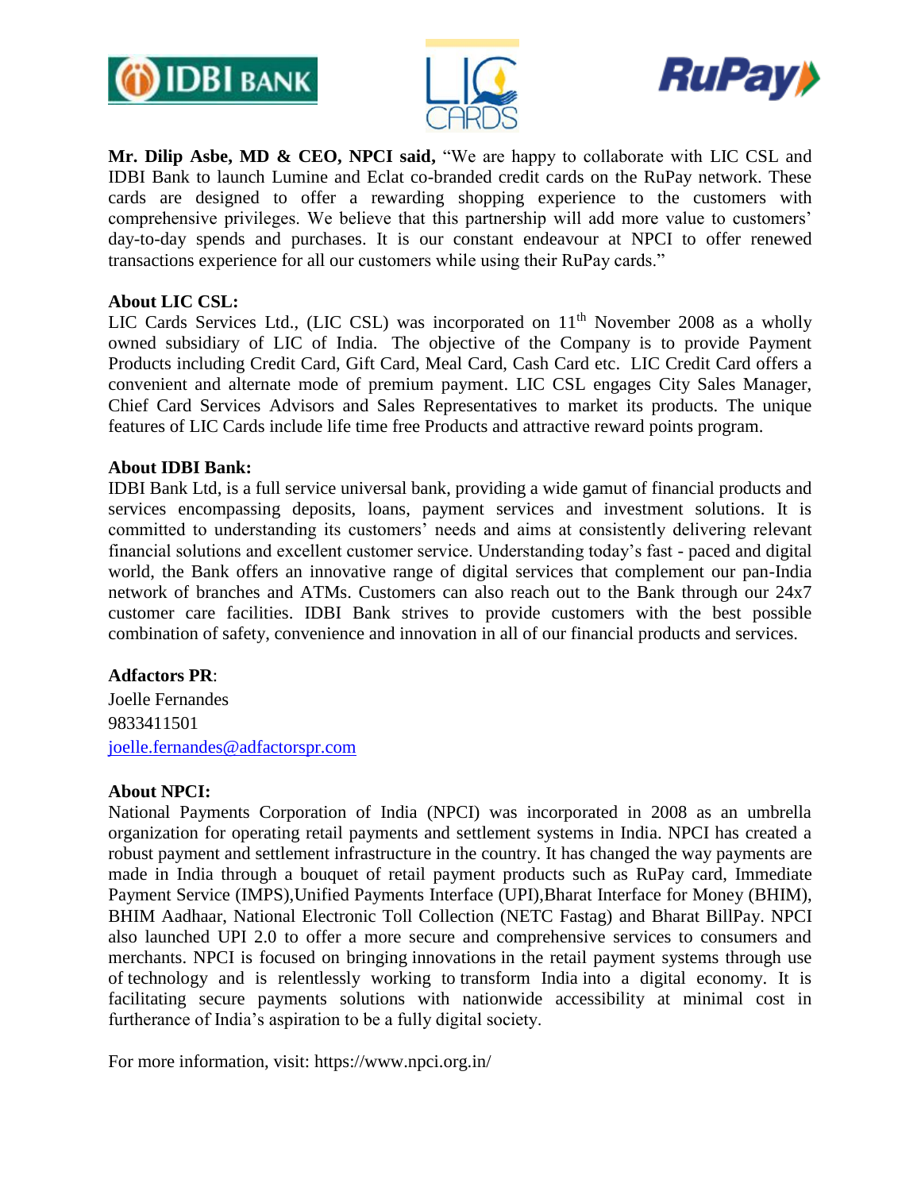**Mr. Dilip Asbe, MD & CEO, NPCI said,** "We are happy to collaborate with LIC CSL and IDBI Bank to launch Lumine and Eclat co-branded credit cards on the RuPay network. These cards are designed to offer a rewarding shopping experience to the customers with comprehensive privileges. We believe that this partnership will add more value to customers' day-to-day spends and purchases. It is our constant endeavour at NPCI to offer renewed transactions experience for all our customers while using their RuPay cards."

**About LIC CSL:**
LIC Cards Services Ltd., (LIC CSL) was incorporated on 11th November 2008 as a wholly owned subsidiary of LIC of India. The objective of the Company is to provide Payment Products including Credit Card, Gift Card, Meal Card, Cash Card etc. LIC Credit Card offers a convenient and alternate mode of premium payment. LIC CSL engages City Sales Manager, Chief Card Services Advisors and Sales Representatives to market its products. The unique features of LIC Cards include life time free Products and attractive reward points program.

**About IDBI Bank:**
IDBI Bank Ltd, is a full service universal bank, providing a wide gamut of financial products and services encompassing deposits, loans, payment services and investment solutions. It is committed to understanding its customers' needs and aims at consistently delivering relevant financial solutions and excellent customer service. Understanding today's fast - paced and digital world, the Bank offers an innovative range of digital services that complement our pan-India network of branches and ATMs. Customers can also reach out to the Bank through our 24x7 customer care facilities. IDBI Bank strives to provide customers with the best possible combination of safety, convenience and innovation in all of our financial products and services.

**Adfactors PR**:
Joelle Fernandes
9833411501
joelle.fernandes@adfactorspr.com

**About NPCI:**
National Payments Corporation of India (NPCI) was incorporated in 2008 as an umbrella organization for operating retail payments and settlement systems in India. NPCI has created a robust payment and settlement infrastructure in the country. It has changed the way payments are made in India through a bouquet of retail payment products such as RuPay card, Immediate Payment Service (IMPS),Unified Payments Interface (UPI),Bharat Interface for Money (BHIM), BHIM Aadhaar, National Electronic Toll Collection (NETC Fastag) and Bharat BillPay. NPCI also launched UPI 2.0 to offer a more secure and comprehensive services to consumers and merchants. NPCI is focused on bringing innovations in the retail payment systems through use of technology and is relentlessly working to transform India into a digital economy. It is facilitating secure payments solutions with nationwide accessibility at minimal cost in furtherance of India's aspiration to be a fully digital society.

For more information, visit: https://www.npci.org.in/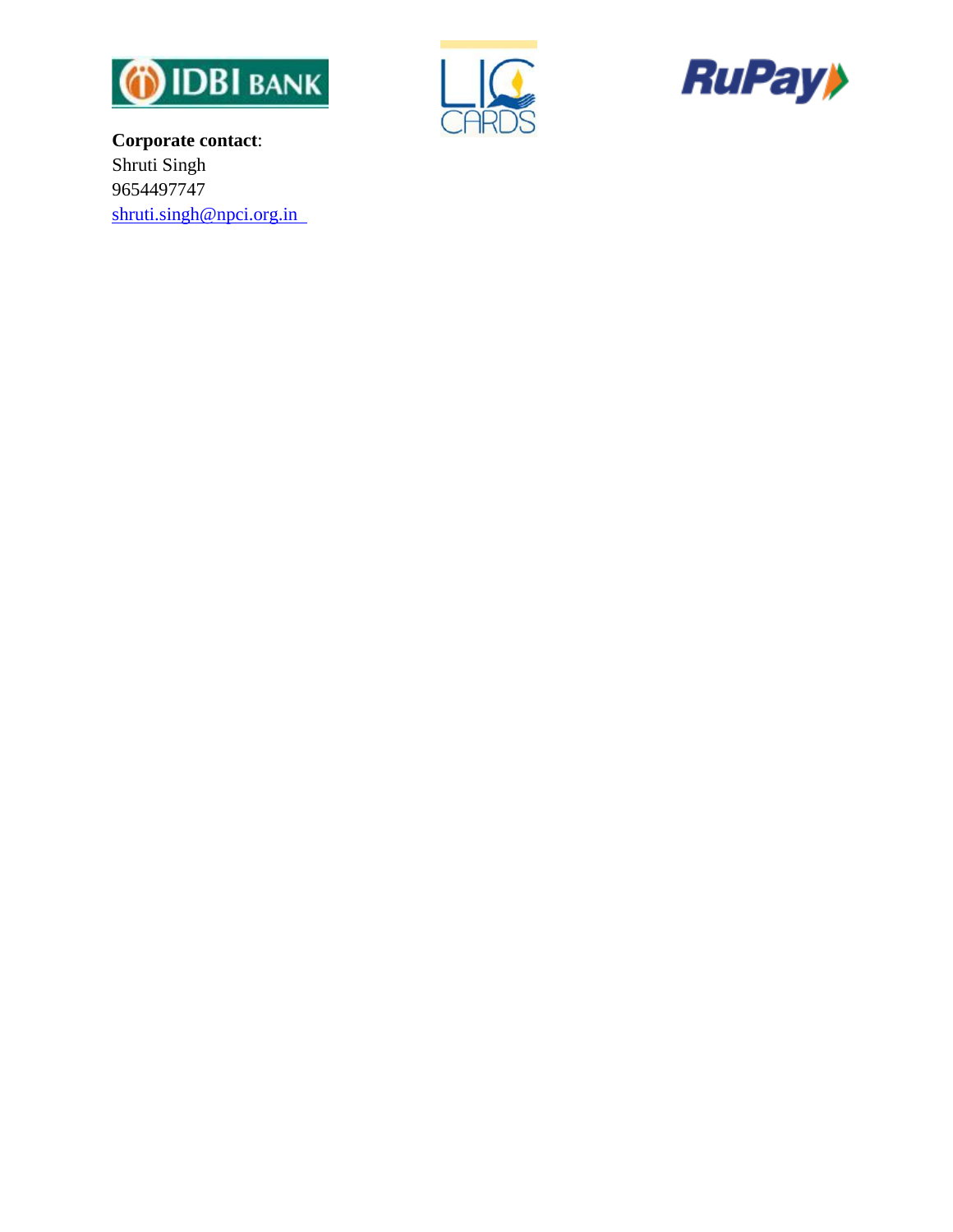**Corporate contact**:
Shruti Singh
9654497747
shruti.singh@npci.org.in